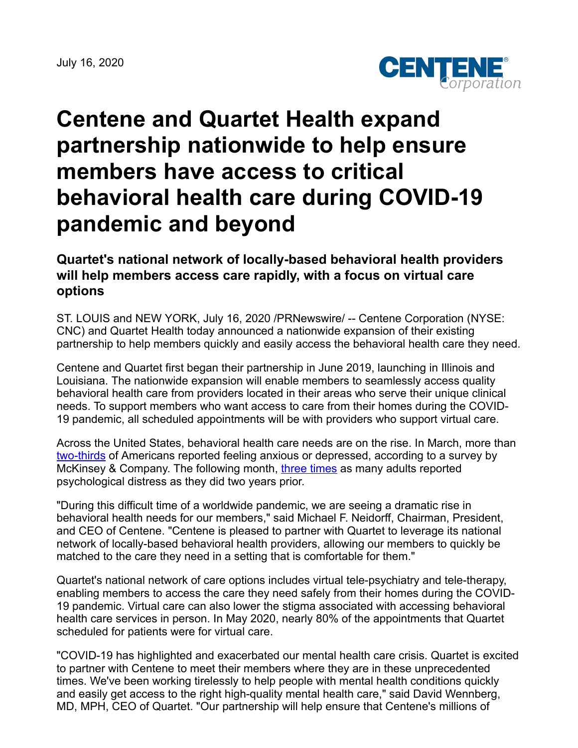July 16, 2020

# Centene and Quartet Health expand partnership nationwide to help ensure members have access to critical behavioral health care during COVID-19 pandemic and beyond

## Quartet's national network of locally-based behavioral health providers will help members access care rapidly, with a focus on virtual care options

ST. LOUIS and NEW YORK, July 16, 2020 /PRNewswire/ -- Centene Corporation (NYSE: CNC) and Quartet Health today announced a nationwide expansion of their existing partnership to help members quickly and easily access the behavioral health care they need.

Centene and Quartet first began their partnership in June 2019, launching in Illinois and Louisiana. The nationwide expansion will enable members to seamlessly access quality behavioral health care from providers located in their areas who serve their unique clinical needs. To support members who want access to care from their homes during the COVID-19 pandemic, all scheduled appointments will be with providers who support virtual care.

Across the United States, behavioral health care needs are on the rise. In March, more than two-thirds of Americans reported feeling anxious or depressed, according to a survey by McKinsey & Company. The following month, three times as many adults reported psychological distress as they did two years prior.

"During this difficult time of a worldwide pandemic, we are seeing a dramatic rise in behavioral health needs for our members," said Michael F. Neidorff, Chairman, President, and CEO of Centene. "Centene is pleased to partner with Quartet to leverage its national network of locally-based behavioral health providers, allowing our members to quickly be matched to the care they need in a setting that is comfortable for them."

Quartet's national network of care options includes virtual tele-psychiatry and tele-therapy, enabling members to access the care they need safely from their homes during the COVID-19 pandemic. Virtual care can also lower the stigma associated with accessing behavioral health care services in person. In May 2020, nearly 80% of the appointments that Quartet scheduled for patients were for virtual care.

"COVID-19 has highlighted and exacerbated our mental health care crisis. Quartet is excited to partner with Centene to meet their members where they are in these unprecedented times. We've been working tirelessly to help people with mental health conditions quickly and easily get access to the right high-quality mental health care," said David Wennberg, MD, MPH, CEO of Quartet. "Our partnership will help ensure that Centene's millions of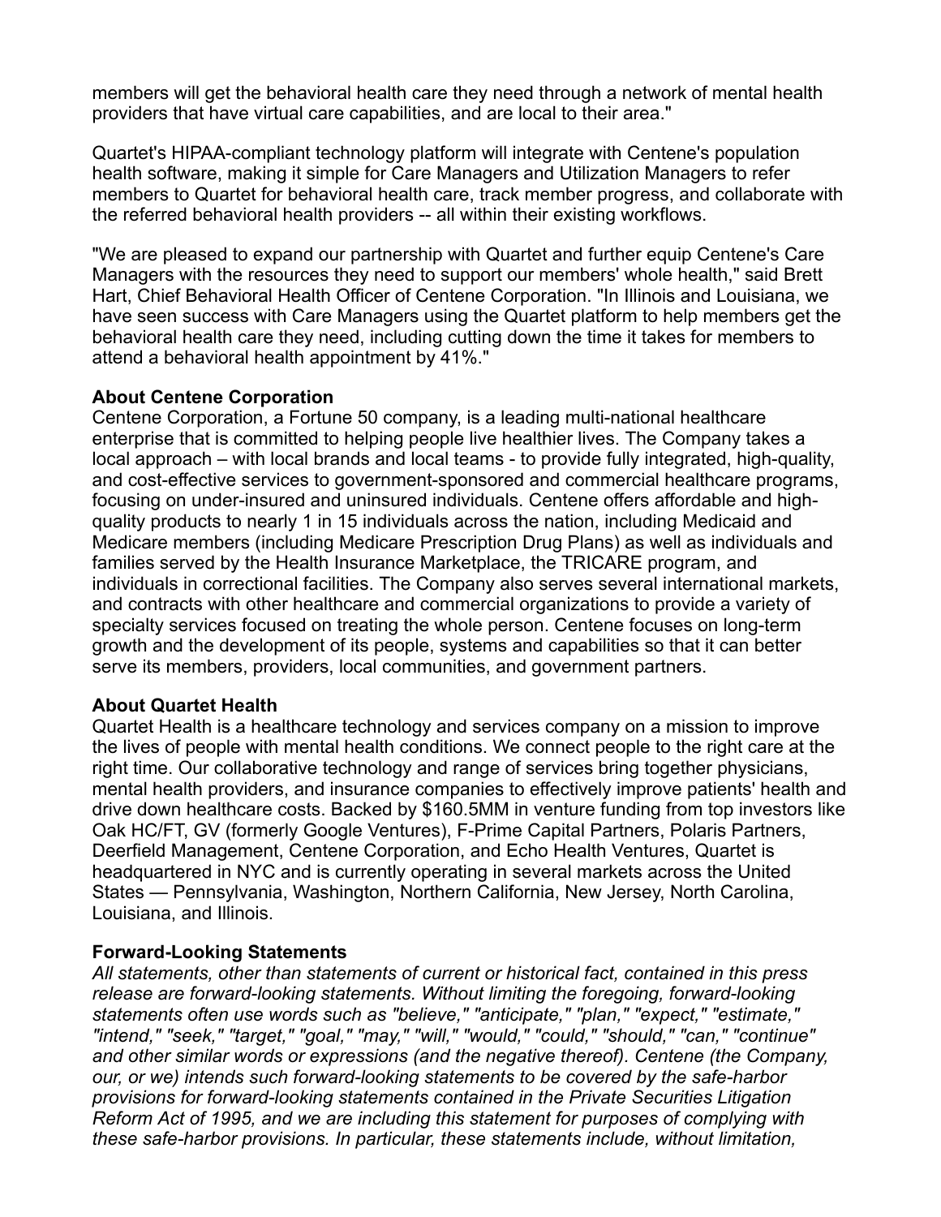members will get the behavioral health care they need through a network of mental health providers that have virtual care capabilities, and are local to their area."

Quartet's HIPAA-compliant technology platform will integrate with Centene's population health software, making it simple for Care Managers and Utilization Managers to refer members to Quartet for behavioral health care, track member progress, and collaborate with the referred behavioral health providers -- all within their existing workflows.

"We are pleased to expand our partnership with Quartet and further equip Centene's Care Managers with the resources they need to support our members' whole health," said Brett Hart, Chief Behavioral Health Officer of Centene Corporation. "In Illinois and Louisiana, we have seen success with Care Managers using the Quartet platform to help members get the behavioral health care they need, including cutting down the time it takes for members to attend a behavioral health appointment by 41%."

**About Centene Corporation**
Centene Corporation, a Fortune 50 company, is a leading multi-national healthcare enterprise that is committed to helping people live healthier lives. The Company takes a local approach – with local brands and local teams - to provide fully integrated, high-quality, and cost-effective services to government-sponsored and commercial healthcare programs, focusing on under-insured and uninsured individuals. Centene offers affordable and high-quality products to nearly 1 in 15 individuals across the nation, including Medicaid and Medicare members (including Medicare Prescription Drug Plans) as well as individuals and families served by the Health Insurance Marketplace, the TRICARE program, and individuals in correctional facilities. The Company also serves several international markets, and contracts with other healthcare and commercial organizations to provide a variety of specialty services focused on treating the whole person. Centene focuses on long-term growth and the development of its people, systems and capabilities so that it can better serve its members, providers, local communities, and government partners.

**About Quartet Health**
Quartet Health is a healthcare technology and services company on a mission to improve the lives of people with mental health conditions. We connect people to the right care at the right time. Our collaborative technology and range of services bring together physicians, mental health providers, and insurance companies to effectively improve patients' health and drive down healthcare costs. Backed by $160.5MM in venture funding from top investors like Oak HC/FT, GV (formerly Google Ventures), F-Prime Capital Partners, Polaris Partners, Deerfield Management, Centene Corporation, and Echo Health Ventures, Quartet is headquartered in NYC and is currently operating in several markets across the United States — Pennsylvania, Washington, Northern California, New Jersey, North Carolina, Louisiana, and Illinois.

**Forward-Looking Statements**
*All statements, other than statements of current or historical fact, contained in this press release are forward-looking statements. Without limiting the foregoing, forward-looking statements often use words such as "believe," "anticipate," "plan," "expect," "estimate," "intend," "seek," "target," "goal," "may," "will," "would," "could," "should," "can," "continue" and other similar words or expressions (and the negative thereof). Centene (the Company, our, or we) intends such forward-looking statements to be covered by the safe-harbor provisions for forward-looking statements contained in the Private Securities Litigation Reform Act of 1995, and we are including this statement for purposes of complying with these safe-harbor provisions. In particular, these statements include, without limitation,*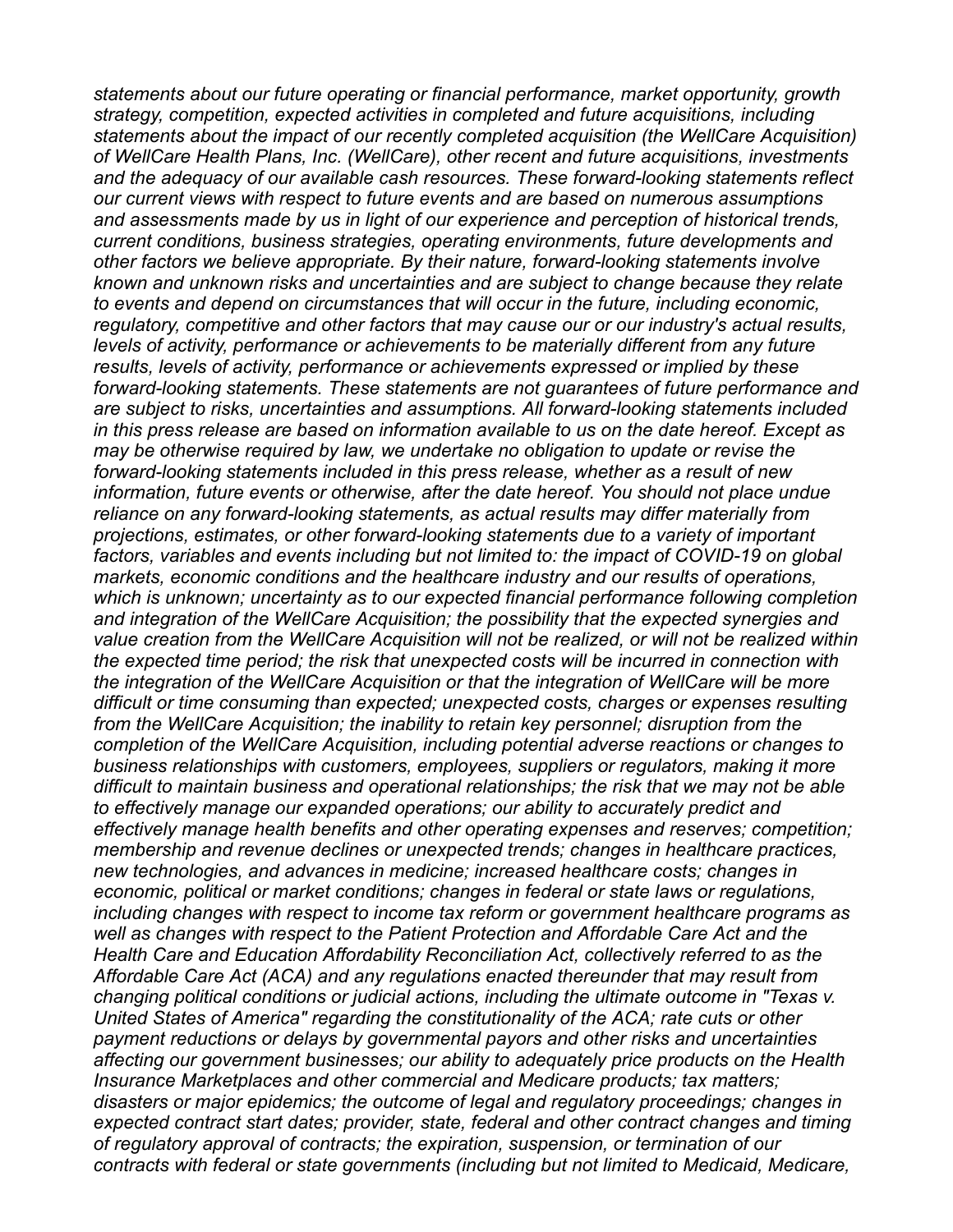*statements about our future operating or financial performance, market opportunity, growth strategy, competition, expected activities in completed and future acquisitions, including statements about the impact of our recently completed acquisition (the WellCare Acquisition) of WellCare Health Plans, Inc. (WellCare), other recent and future acquisitions, investments and the adequacy of our available cash resources. These forward-looking statements reflect our current views with respect to future events and are based on numerous assumptions and assessments made by us in light of our experience and perception of historical trends, current conditions, business strategies, operating environments, future developments and other factors we believe appropriate. By their nature, forward-looking statements involve known and unknown risks and uncertainties and are subject to change because they relate to events and depend on circumstances that will occur in the future, including economic, regulatory, competitive and other factors that may cause our or our industry's actual results, levels of activity, performance or achievements to be materially different from any future results, levels of activity, performance or achievements expressed or implied by these forward-looking statements. These statements are not guarantees of future performance and are subject to risks, uncertainties and assumptions. All forward-looking statements included in this press release are based on information available to us on the date hereof. Except as may be otherwise required by law, we undertake no obligation to update or revise the forward-looking statements included in this press release, whether as a result of new information, future events or otherwise, after the date hereof. You should not place undue reliance on any forward-looking statements, as actual results may differ materially from projections, estimates, or other forward-looking statements due to a variety of important factors, variables and events including but not limited to: the impact of COVID-19 on global markets, economic conditions and the healthcare industry and our results of operations, which is unknown; uncertainty as to our expected financial performance following completion and integration of the WellCare Acquisition; the possibility that the expected synergies and value creation from the WellCare Acquisition will not be realized, or will not be realized within the expected time period; the risk that unexpected costs will be incurred in connection with the integration of the WellCare Acquisition or that the integration of WellCare will be more difficult or time consuming than expected; unexpected costs, charges or expenses resulting from the WellCare Acquisition; the inability to retain key personnel; disruption from the completion of the WellCare Acquisition, including potential adverse reactions or changes to business relationships with customers, employees, suppliers or regulators, making it more difficult to maintain business and operational relationships; the risk that we may not be able to effectively manage our expanded operations; our ability to accurately predict and effectively manage health benefits and other operating expenses and reserves; competition; membership and revenue declines or unexpected trends; changes in healthcare practices, new technologies, and advances in medicine; increased healthcare costs; changes in economic, political or market conditions; changes in federal or state laws or regulations, including changes with respect to income tax reform or government healthcare programs as well as changes with respect to the Patient Protection and Affordable Care Act and the Health Care and Education Affordability Reconciliation Act, collectively referred to as the Affordable Care Act (ACA) and any regulations enacted thereunder that may result from changing political conditions or judicial actions, including the ultimate outcome in "Texas v. United States of America" regarding the constitutionality of the ACA; rate cuts or other payment reductions or delays by governmental payors and other risks and uncertainties affecting our government businesses; our ability to adequately price products on the Health Insurance Marketplaces and other commercial and Medicare products; tax matters; disasters or major epidemics; the outcome of legal and regulatory proceedings; changes in expected contract start dates; provider, state, federal and other contract changes and timing of regulatory approval of contracts; the expiration, suspension, or termination of our contracts with federal or state governments (including but not limited to Medicaid, Medicare,*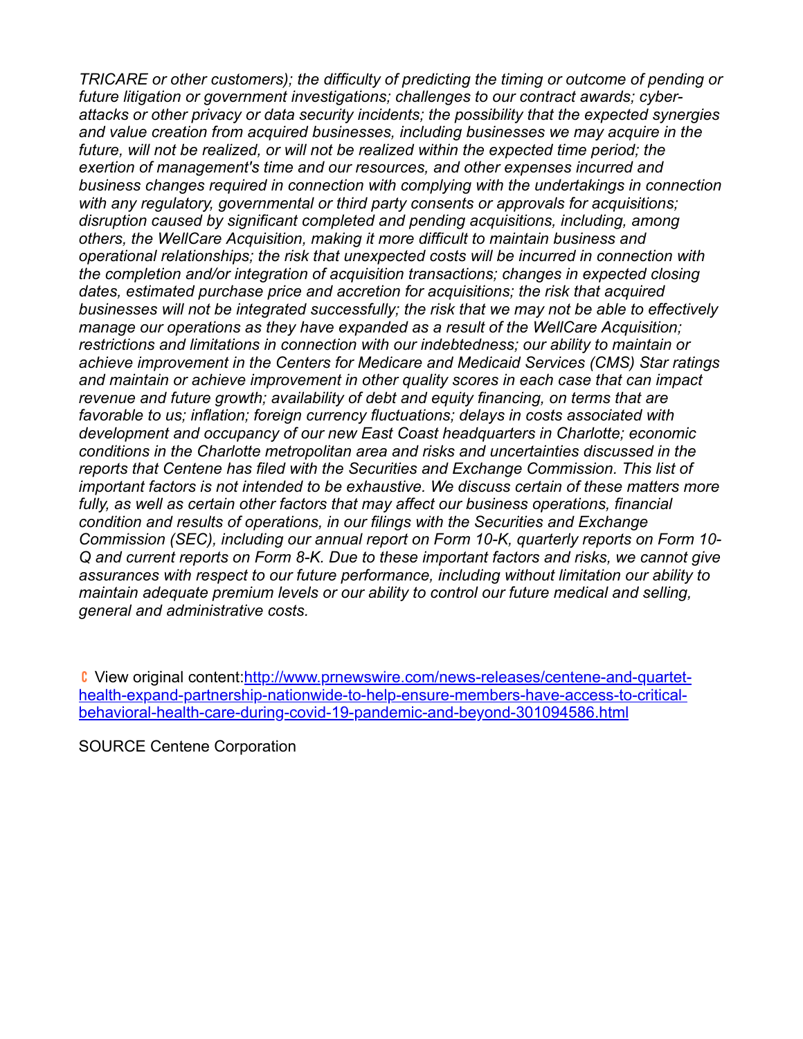*TRICARE or other customers); the difficulty of predicting the timing or outcome of pending or future litigation or government investigations; challenges to our contract awards; cyber-attacks or other privacy or data security incidents; the possibility that the expected synergies and value creation from acquired businesses, including businesses we may acquire in the future, will not be realized, or will not be realized within the expected time period; the exertion of management's time and our resources, and other expenses incurred and business changes required in connection with complying with the undertakings in connection with any regulatory, governmental or third party consents or approvals for acquisitions; disruption caused by significant completed and pending acquisitions, including, among others, the WellCare Acquisition, making it more difficult to maintain business and operational relationships; the risk that unexpected costs will be incurred in connection with the completion and/or integration of acquisition transactions; changes in expected closing dates, estimated purchase price and accretion for acquisitions; the risk that acquired businesses will not be integrated successfully; the risk that we may not be able to effectively manage our operations as they have expanded as a result of the WellCare Acquisition; restrictions and limitations in connection with our indebtedness; our ability to maintain or achieve improvement in the Centers for Medicare and Medicaid Services (CMS) Star ratings and maintain or achieve improvement in other quality scores in each case that can impact revenue and future growth; availability of debt and equity financing, on terms that are favorable to us; inflation; foreign currency fluctuations; delays in costs associated with development and occupancy of our new East Coast headquarters in Charlotte; economic conditions in the Charlotte metropolitan area and risks and uncertainties discussed in the reports that Centene has filed with the Securities and Exchange Commission. This list of important factors is not intended to be exhaustive. We discuss certain of these matters more fully, as well as certain other factors that may affect our business operations, financial condition and results of operations, in our filings with the Securities and Exchange Commission (SEC), including our annual report on Form 10-K, quarterly reports on Form 10-Q and current reports on Form 8-K. Due to these important factors and risks, we cannot give assurances with respect to our future performance, including without limitation our ability to maintain adequate premium levels or our ability to control our future medical and selling, general and administrative costs.*

View original content:http://www.prnewswire.com/news-releases/centene-and-quartet-health-expand-partnership-nationwide-to-help-ensure-members-have-access-to-critical-behavioral-health-care-during-covid-19-pandemic-and-beyond-301094586.html

SOURCE Centene Corporation